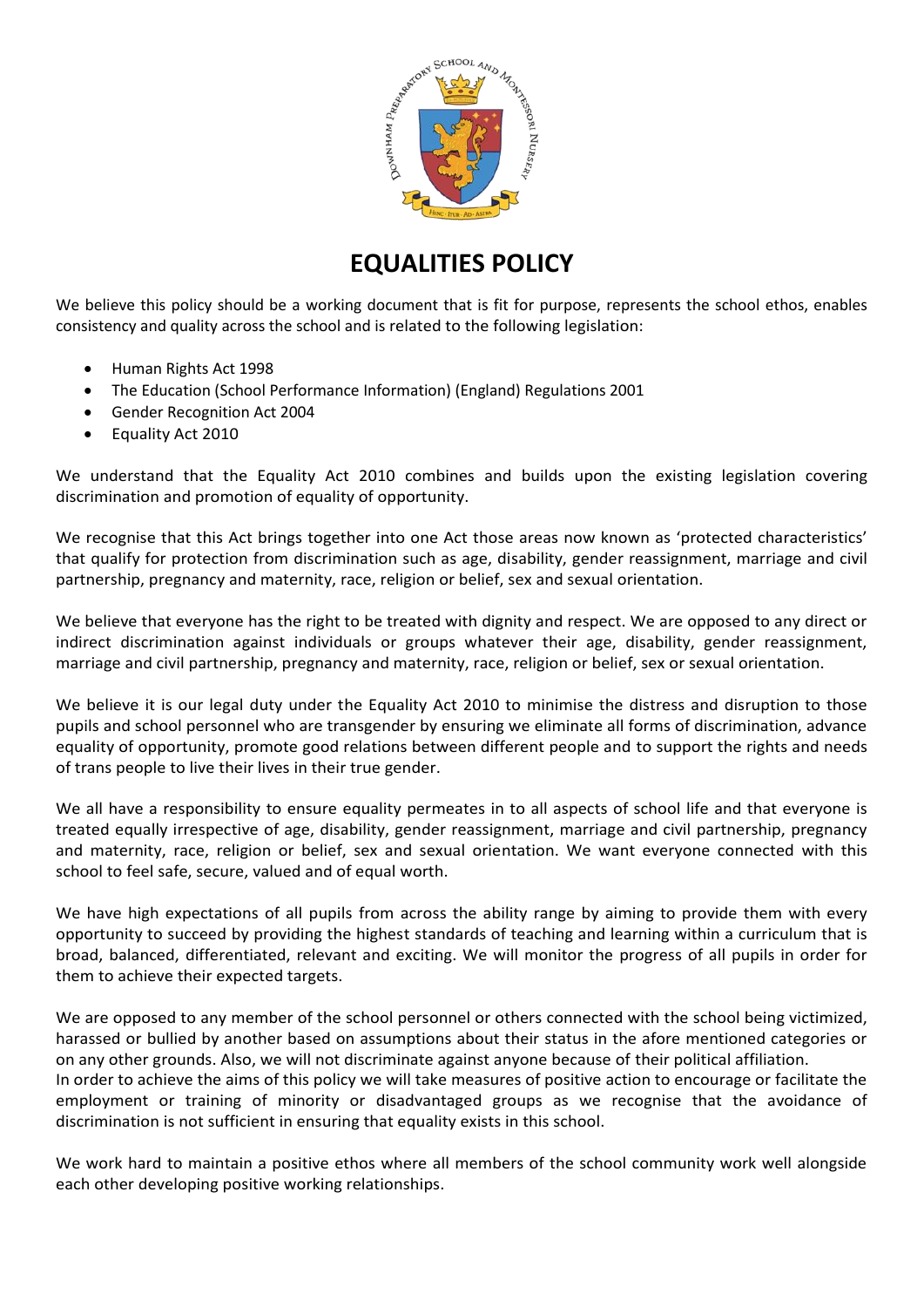# EQUALITIES POLICY

We believe this policy should be a working document that is fit for purpose, represents the school ethos, enables consistency and quality across the school and is related to the following legislation:

- Human Rights Act 1998
- The Education (School Performance Information) (England) Regulations 2001
- Gender Recognition Act 2004
- Equality Act 2010

We understand that the Equality Act 2010 combines and builds upon the existing legislation covering discrimination and promotion of equality of opportunity.

We recognise that this Act brings together into one Act those areas now known as 'protected characteristics' that qualify for protection from discrimination such as age, disability, gender reassignment, marriage and civil partnership, pregnancy and maternity, race, religion or belief, sex and sexual orientation.

We believe that everyone has the right to be treated with dignity and respect. We are opposed to any direct or indirect discrimination against individuals or groups whatever their age, disability, gender reassignment, marriage and civil partnership, pregnancy and maternity, race, religion or belief, sex or sexual orientation.

We believe it is our legal duty under the Equality Act 2010 to minimise the distress and disruption to those pupils and school personnel who are transgender by ensuring we eliminate all forms of discrimination, advance equality of opportunity, promote good relations between different people and to support the rights and needs of trans people to live their lives in their true gender.

We all have a responsibility to ensure equality permeates in to all aspects of school life and that everyone is treated equally irrespective of age, disability, gender reassignment, marriage and civil partnership, pregnancy and maternity, race, religion or belief, sex and sexual orientation. We want everyone connected with this school to feel safe, secure, valued and of equal worth.

We have high expectations of all pupils from across the ability range by aiming to provide them with every opportunity to succeed by providing the highest standards of teaching and learning within a curriculum that is broad, balanced, differentiated, relevant and exciting. We will monitor the progress of all pupils in order for them to achieve their expected targets.

We are opposed to any member of the school personnel or others connected with the school being victimized, harassed or bullied by another based on assumptions about their status in the afore mentioned categories or on any other grounds. Also, we will not discriminate against anyone because of their political affiliation.
In order to achieve the aims of this policy we will take measures of positive action to encourage or facilitate the employment or training of minority or disadvantaged groups as we recognise that the avoidance of discrimination is not sufficient in ensuring that equality exists in this school.

We work hard to maintain a positive ethos where all members of the school community work well alongside each other developing positive working relationships.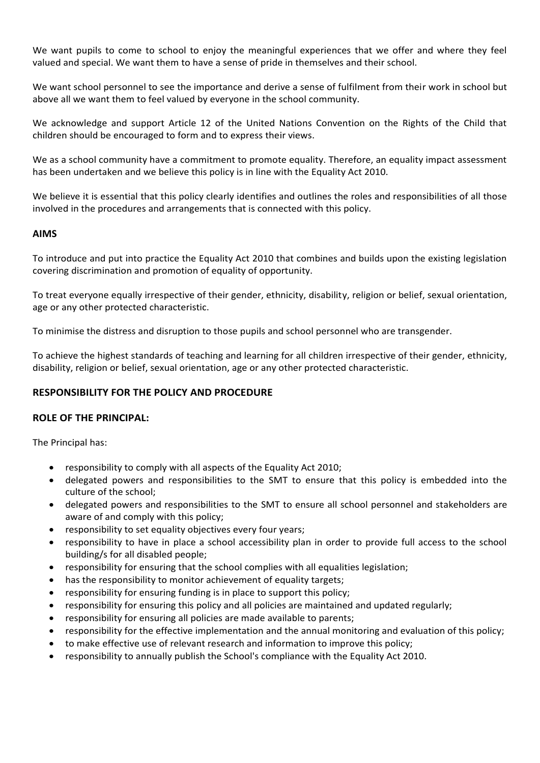We want pupils to come to school to enjoy the meaningful experiences that we offer and where they feel valued and special. We want them to have a sense of pride in themselves and their school.

We want school personnel to see the importance and derive a sense of fulfilment from their work in school but above all we want them to feel valued by everyone in the school community.

We acknowledge and support Article 12 of the United Nations Convention on the Rights of the Child that children should be encouraged to form and to express their views.

We as a school community have a commitment to promote equality. Therefore, an equality impact assessment has been undertaken and we believe this policy is in line with the Equality Act 2010.

We believe it is essential that this policy clearly identifies and outlines the roles and responsibilities of all those involved in the procedures and arrangements that is connected with this policy.

## AIMS

To introduce and put into practice the Equality Act 2010 that combines and builds upon the existing legislation covering discrimination and promotion of equality of opportunity.

To treat everyone equally irrespective of their gender, ethnicity, disability, religion or belief, sexual orientation, age or any other protected characteristic.

To minimise the distress and disruption to those pupils and school personnel who are transgender.

To achieve the highest standards of teaching and learning for all children irrespective of their gender, ethnicity, disability, religion or belief, sexual orientation, age or any other protected characteristic.

## RESPONSIBILITY FOR THE POLICY AND PROCEDURE

### ROLE OF THE PRINCIPAL:

The Principal has:

- responsibility to comply with all aspects of the Equality Act 2010;
- delegated powers and responsibilities to the SMT to ensure that this policy is embedded into the culture of the school;
- delegated powers and responsibilities to the SMT to ensure all school personnel and stakeholders are aware of and comply with this policy;
- responsibility to set equality objectives every four years;
- responsibility to have in place a school accessibility plan in order to provide full access to the school building/s for all disabled people;
- responsibility for ensuring that the school complies with all equalities legislation;
- has the responsibility to monitor achievement of equality targets;
- responsibility for ensuring funding is in place to support this policy;
- responsibility for ensuring this policy and all policies are maintained and updated regularly;
- responsibility for ensuring all policies are made available to parents;
- responsibility for the effective implementation and the annual monitoring and evaluation of this policy;
- to make effective use of relevant research and information to improve this policy;
- responsibility to annually publish the School's compliance with the Equality Act 2010.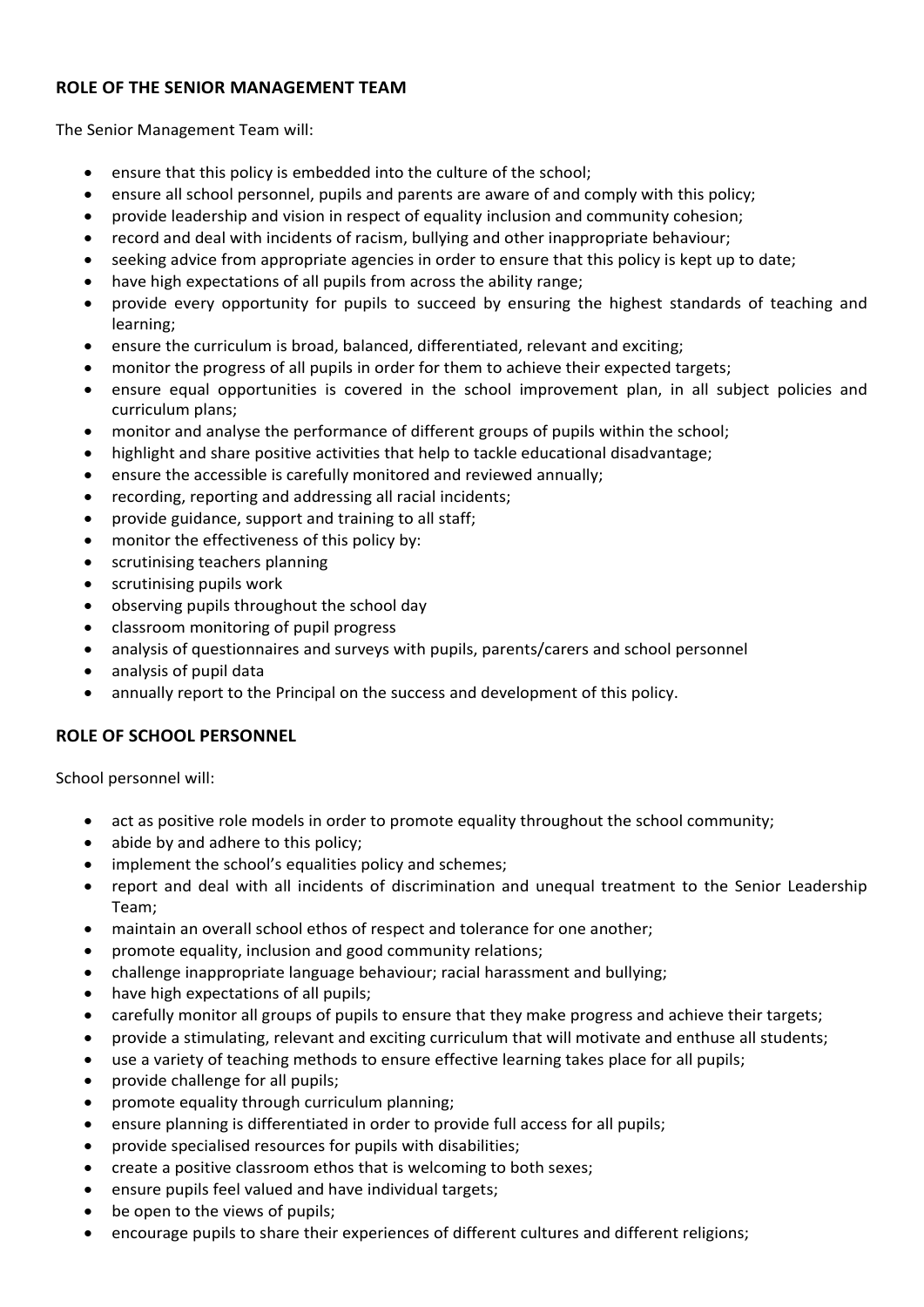## ROLE OF THE SENIOR MANAGEMENT TEAM

The Senior Management Team will:

- ensure that this policy is embedded into the culture of the school;
- ensure all school personnel, pupils and parents are aware of and comply with this policy;
- provide leadership and vision in respect of equality inclusion and community cohesion;
- record and deal with incidents of racism, bullying and other inappropriate behaviour;
- seeking advice from appropriate agencies in order to ensure that this policy is kept up to date;
- have high expectations of all pupils from across the ability range;
- provide every opportunity for pupils to succeed by ensuring the highest standards of teaching and learning;
- ensure the curriculum is broad, balanced, differentiated, relevant and exciting;
- monitor the progress of all pupils in order for them to achieve their expected targets;
- ensure equal opportunities is covered in the school improvement plan, in all subject policies and curriculum plans;
- monitor and analyse the performance of different groups of pupils within the school;
- highlight and share positive activities that help to tackle educational disadvantage;
- ensure the accessible is carefully monitored and reviewed annually;
- recording, reporting and addressing all racial incidents;
- provide guidance, support and training to all staff;
- monitor the effectiveness of this policy by:
- scrutinising teachers planning
- scrutinising pupils work
- observing pupils throughout the school day
- classroom monitoring of pupil progress
- analysis of questionnaires and surveys with pupils, parents/carers and school personnel
- analysis of pupil data
- annually report to the Principal on the success and development of this policy.

## ROLE OF SCHOOL PERSONNEL

School personnel will:

- act as positive role models in order to promote equality throughout the school community;
- abide by and adhere to this policy;
- implement the school's equalities policy and schemes;
- report and deal with all incidents of discrimination and unequal treatment to the Senior Leadership Team;
- maintain an overall school ethos of respect and tolerance for one another;
- promote equality, inclusion and good community relations;
- challenge inappropriate language behaviour; racial harassment and bullying;
- have high expectations of all pupils;
- carefully monitor all groups of pupils to ensure that they make progress and achieve their targets;
- provide a stimulating, relevant and exciting curriculum that will motivate and enthuse all students;
- use a variety of teaching methods to ensure effective learning takes place for all pupils;
- provide challenge for all pupils;
- promote equality through curriculum planning;
- ensure planning is differentiated in order to provide full access for all pupils;
- provide specialised resources for pupils with disabilities;
- create a positive classroom ethos that is welcoming to both sexes;
- ensure pupils feel valued and have individual targets;
- be open to the views of pupils;
- encourage pupils to share their experiences of different cultures and different religions;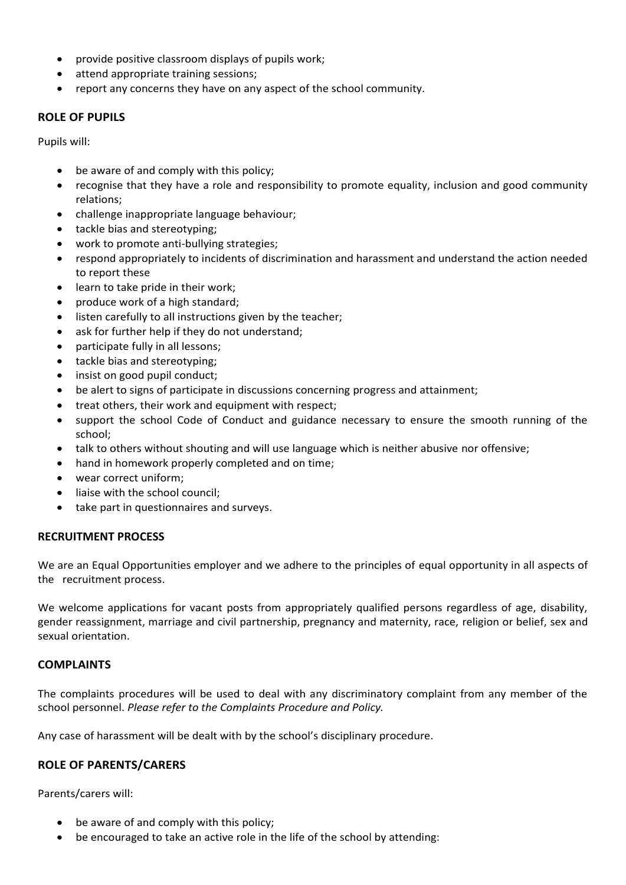- provide positive classroom displays of pupils work;
- attend appropriate training sessions;
- report any concerns they have on any aspect of the school community.

## ROLE OF PUPILS

Pupils will:

- be aware of and comply with this policy;
- recognise that they have a role and responsibility to promote equality, inclusion and good community relations;
- challenge inappropriate language behaviour;
- tackle bias and stereotyping;
- work to promote anti-bullying strategies;
- respond appropriately to incidents of discrimination and harassment and understand the action needed to report these
- learn to take pride in their work;
- produce work of a high standard;
- listen carefully to all instructions given by the teacher;
- ask for further help if they do not understand;
- participate fully in all lessons;
- tackle bias and stereotyping;
- insist on good pupil conduct;
- be alert to signs of participate in discussions concerning progress and attainment;
- treat others, their work and equipment with respect;
- support the school Code of Conduct and guidance necessary to ensure the smooth running of the school;
- talk to others without shouting and will use language which is neither abusive nor offensive;
- hand in homework properly completed and on time;
- wear correct uniform;
- liaise with the school council;
- take part in questionnaires and surveys.

## RECRUITMENT PROCESS

We are an Equal Opportunities employer and we adhere to the principles of equal opportunity in all aspects of the recruitment process.

We welcome applications for vacant posts from appropriately qualified persons regardless of age, disability, gender reassignment, marriage and civil partnership, pregnancy and maternity, race, religion or belief, sex and sexual orientation.

## COMPLAINTS

The complaints procedures will be used to deal with any discriminatory complaint from any member of the school personnel. *Please refer to the Complaints Procedure and Policy.*

Any case of harassment will be dealt with by the school's disciplinary procedure.

## ROLE OF PARENTS/CARERS

Parents/carers will:

- be aware of and comply with this policy;
- be encouraged to take an active role in the life of the school by attending: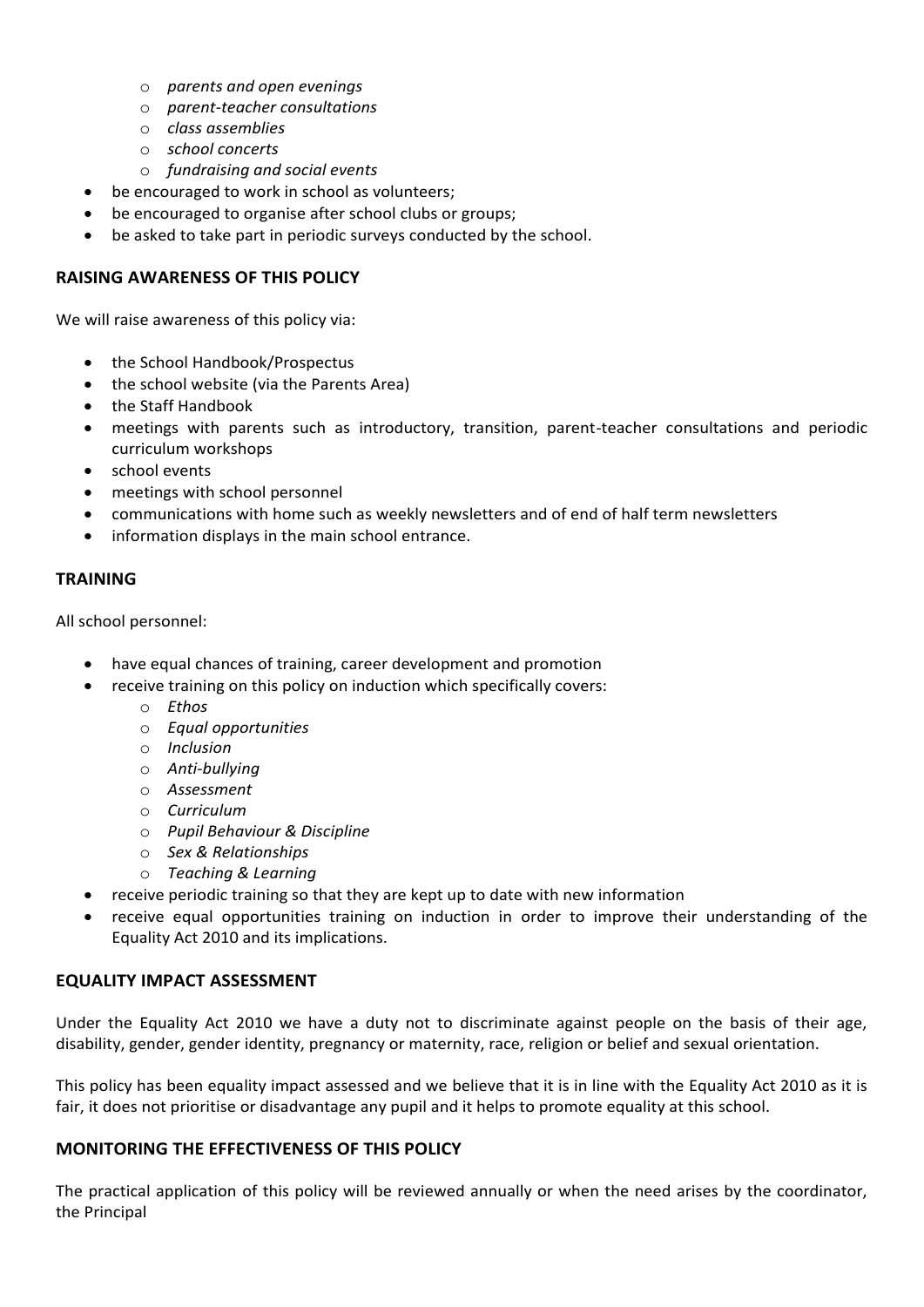- *parents and open evenings*
    - *parent-teacher consultations*
    - *class assemblies*
    - *school concerts*
    - *fundraising and social events*
- be encouraged to work in school as volunteers;
- be encouraged to organise after school clubs or groups;
- be asked to take part in periodic surveys conducted by the school.

## RAISING AWARENESS OF THIS POLICY

We will raise awareness of this policy via:

- the School Handbook/Prospectus
- the school website (via the Parents Area)
- the Staff Handbook
- meetings with parents such as introductory, transition, parent-teacher consultations and periodic curriculum workshops
- school events
- meetings with school personnel
- communications with home such as weekly newsletters and of end of half term newsletters
- information displays in the main school entrance.

## TRAINING

All school personnel:

- have equal chances of training, career development and promotion
- receive training on this policy on induction which specifically covers:
    - *Ethos*
    - *Equal opportunities*
    - *Inclusion*
    - *Anti-bullying*
    - *Assessment*
    - *Curriculum*
    - *Pupil Behaviour & Discipline*
    - *Sex & Relationships*
    - *Teaching & Learning*
- receive periodic training so that they are kept up to date with new information
- receive equal opportunities training on induction in order to improve their understanding of the Equality Act 2010 and its implications.

## EQUALITY IMPACT ASSESSMENT

Under the Equality Act 2010 we have a duty not to discriminate against people on the basis of their age, disability, gender, gender identity, pregnancy or maternity, race, religion or belief and sexual orientation.

This policy has been equality impact assessed and we believe that it is in line with the Equality Act 2010 as it is fair, it does not prioritise or disadvantage any pupil and it helps to promote equality at this school.

## MONITORING THE EFFECTIVENESS OF THIS POLICY

The practical application of this policy will be reviewed annually or when the need arises by the coordinator, the Principal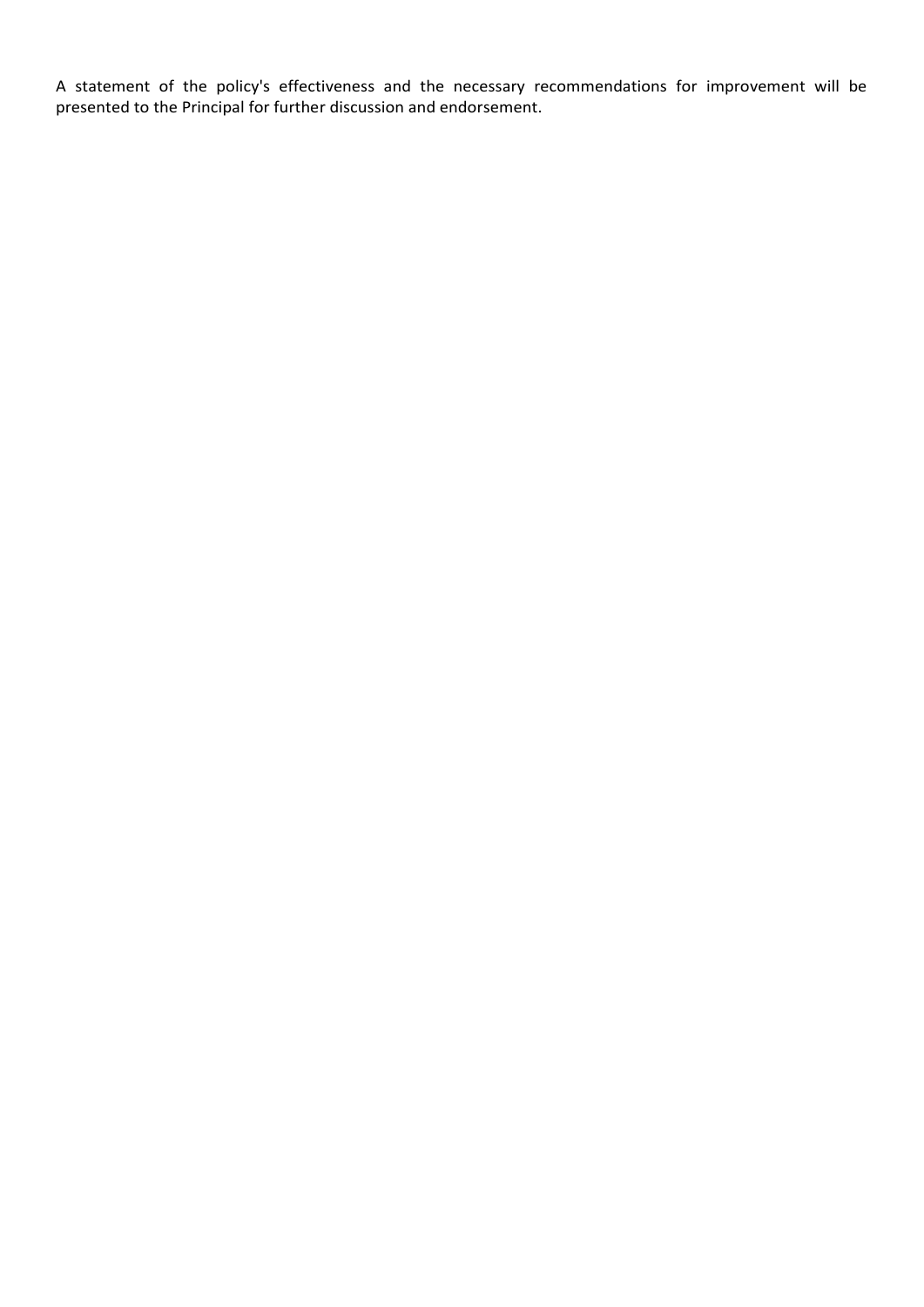A statement of the policy's effectiveness and the necessary recommendations for improvement will be presented to the Principal for further discussion and endorsement.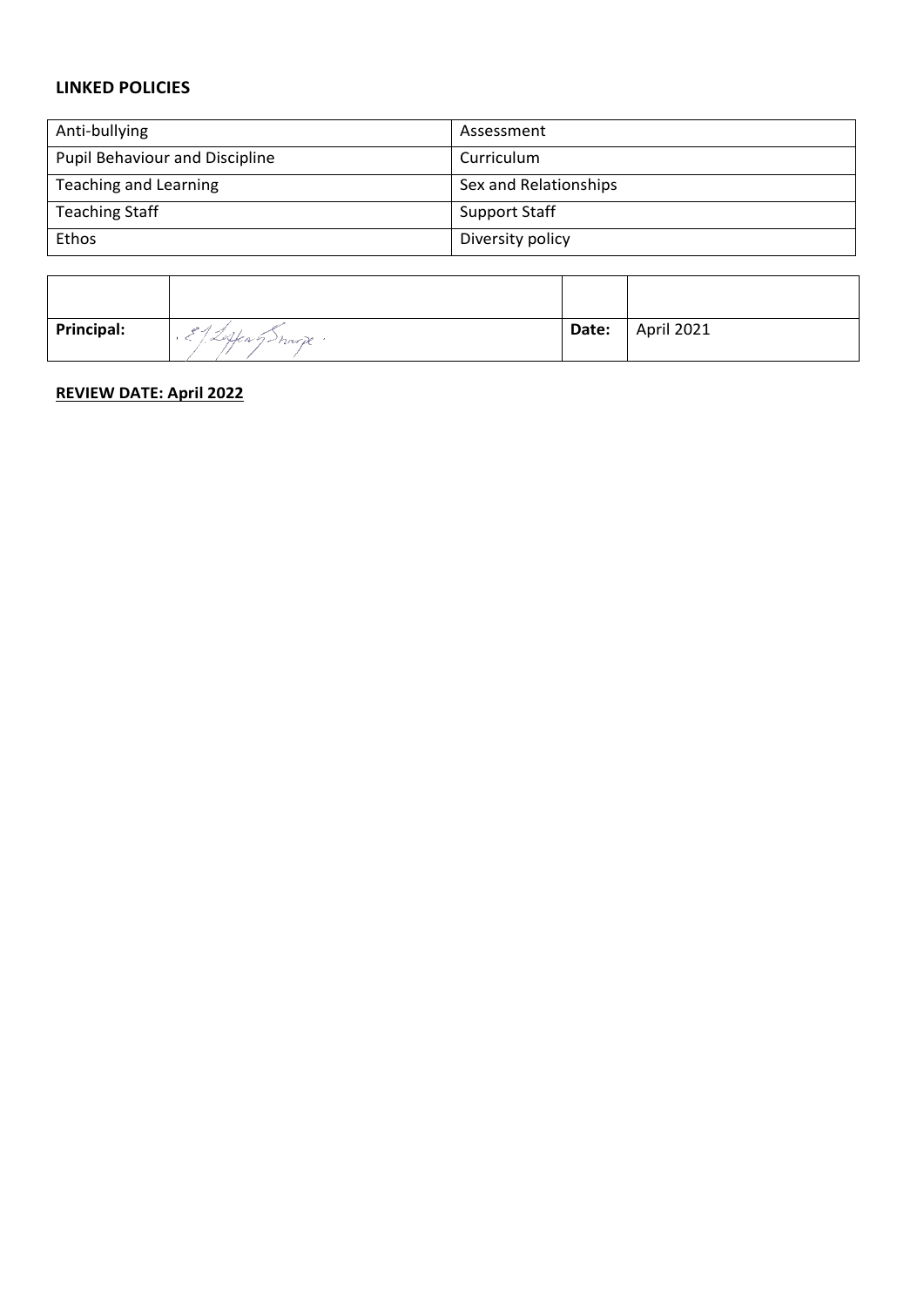**LINKED POLICIES**

| | |
|---|---|
| Anti-bullying | Assessment |
| Pupil Behaviour and Discipline | Curriculum |
| Teaching and Learning | Sex and Relationships |
| Teaching Staff | Support Staff |
| Ethos | Diversity policy |

| | | | |
|---|---|---|---|
| | | | |
| **Principal:** | E J Lafferty Sharpe | **Date:** | April 2021 |

**REVIEW DATE: April 2022**